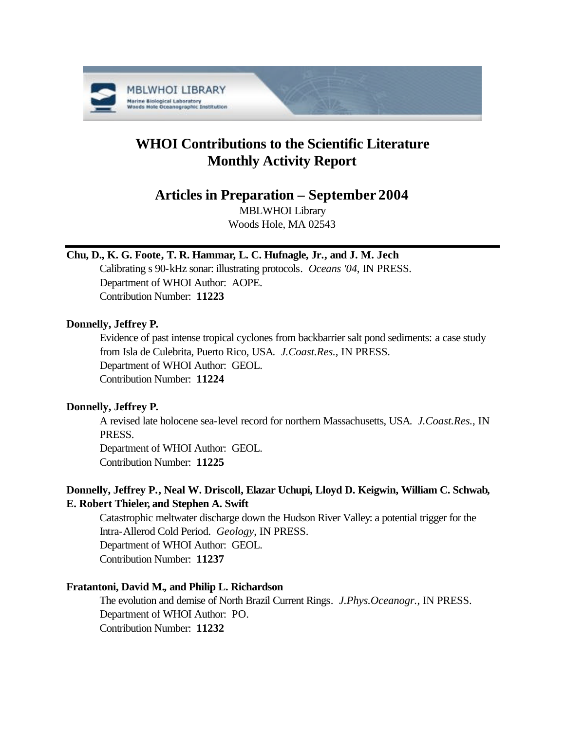# WHOI Contributions to the Scientific Literature Monthly Activity Report

## Articles in Preparation – September 2004

MBLWHOI Library
Woods Hole, MA 02543

---

**Chu, D., K. G. Foote, T. R. Hammar, L. C. Hufnagle, Jr., and J. M. Jech**
Calibrating s 90-kHz sonar: illustrating protocols. *Oceans '04*, IN PRESS.
Department of WHOI Author: AOPE.
Contribution Number: **11223**

**Donnelly, Jeffrey P.**
Evidence of past intense tropical cyclones from backbarrier salt pond sediments: a case study from Isla de Culebrita, Puerto Rico, USA. *J.Coast.Res.*, IN PRESS.
Department of WHOI Author: GEOL.
Contribution Number: **11224**

**Donnelly, Jeffrey P.**
A revised late holocene sea-level record for northern Massachusetts, USA. *J.Coast.Res.*, IN PRESS.
Department of WHOI Author: GEOL.
Contribution Number: **11225**

**Donnelly, Jeffrey P., Neal W. Driscoll, Elazar Uchupi, Lloyd D. Keigwin, William C. Schwab, E. Robert Thieler, and Stephen A. Swift**
Catastrophic meltwater discharge down the Hudson River Valley: a potential trigger for the Intra-Allerod Cold Period. *Geology*, IN PRESS.
Department of WHOI Author: GEOL.
Contribution Number: **11237**

**Fratantoni, David M., and Philip L. Richardson**
The evolution and demise of North Brazil Current Rings. *J.Phys.Oceanogr.*, IN PRESS.
Department of WHOI Author: PO.
Contribution Number: **11232**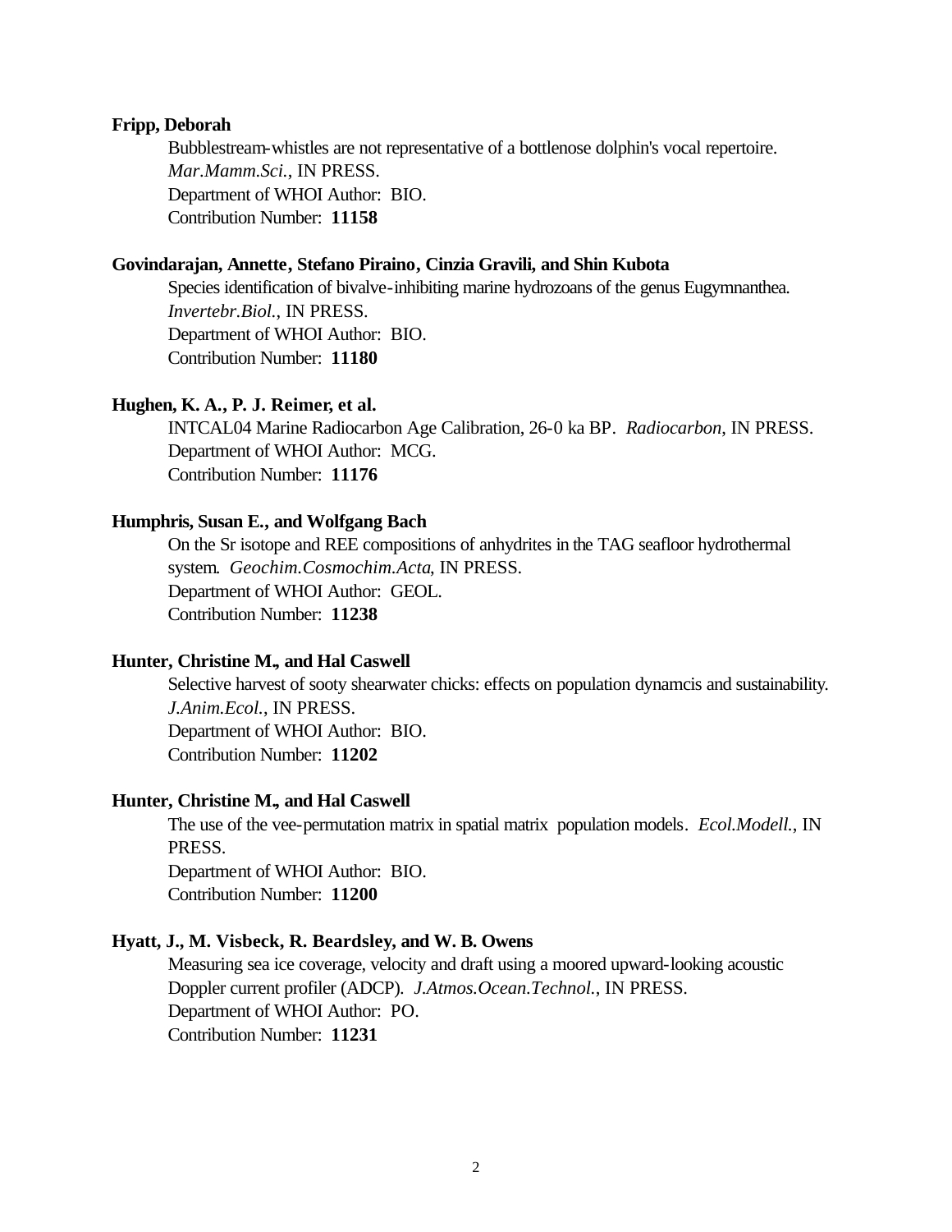**Fripp, Deborah**

Bubblestream-whistles are not representative of a bottlenose dolphin's vocal repertoire. *Mar.Mamm.Sci.*, IN PRESS.
Department of WHOI Author: BIO.
Contribution Number: **11158**

**Govindarajan, Annette, Stefano Piraino, Cinzia Gravili, and Shin Kubota**

Species identification of bivalve-inhibiting marine hydrozoans of the genus Eugymnanthea. *Invertebr.Biol.*, IN PRESS.
Department of WHOI Author: BIO.
Contribution Number: **11180**

**Hughen, K. A., P. J. Reimer, et al.**

INTCAL04 Marine Radiocarbon Age Calibration, 26-0 ka BP. *Radiocarbon*, IN PRESS.
Department of WHOI Author: MCG.
Contribution Number: **11176**

**Humphris, Susan E., and Wolfgang Bach**

On the Sr isotope and REE compositions of anhydrites in the TAG seafloor hydrothermal system. *Geochim.Cosmochim.Acta*, IN PRESS.
Department of WHOI Author: GEOL.
Contribution Number: **11238**

**Hunter, Christine M., and Hal Caswell**

Selective harvest of sooty shearwater chicks: effects on population dynamcis and sustainability. *J.Anim.Ecol.*, IN PRESS.
Department of WHOI Author: BIO.
Contribution Number: **11202**

**Hunter, Christine M., and Hal Caswell**

The use of the vee-permutation matrix in spatial matrix population models. *Ecol.Modell.*, IN PRESS.
Department of WHOI Author: BIO.
Contribution Number: **11200**

**Hyatt, J., M. Visbeck, R. Beardsley, and W. B. Owens**

Measuring sea ice coverage, velocity and draft using a moored upward-looking acoustic Doppler current profiler (ADCP). *J.Atmos.Ocean.Technol.*, IN PRESS.
Department of WHOI Author: PO.
Contribution Number: **11231**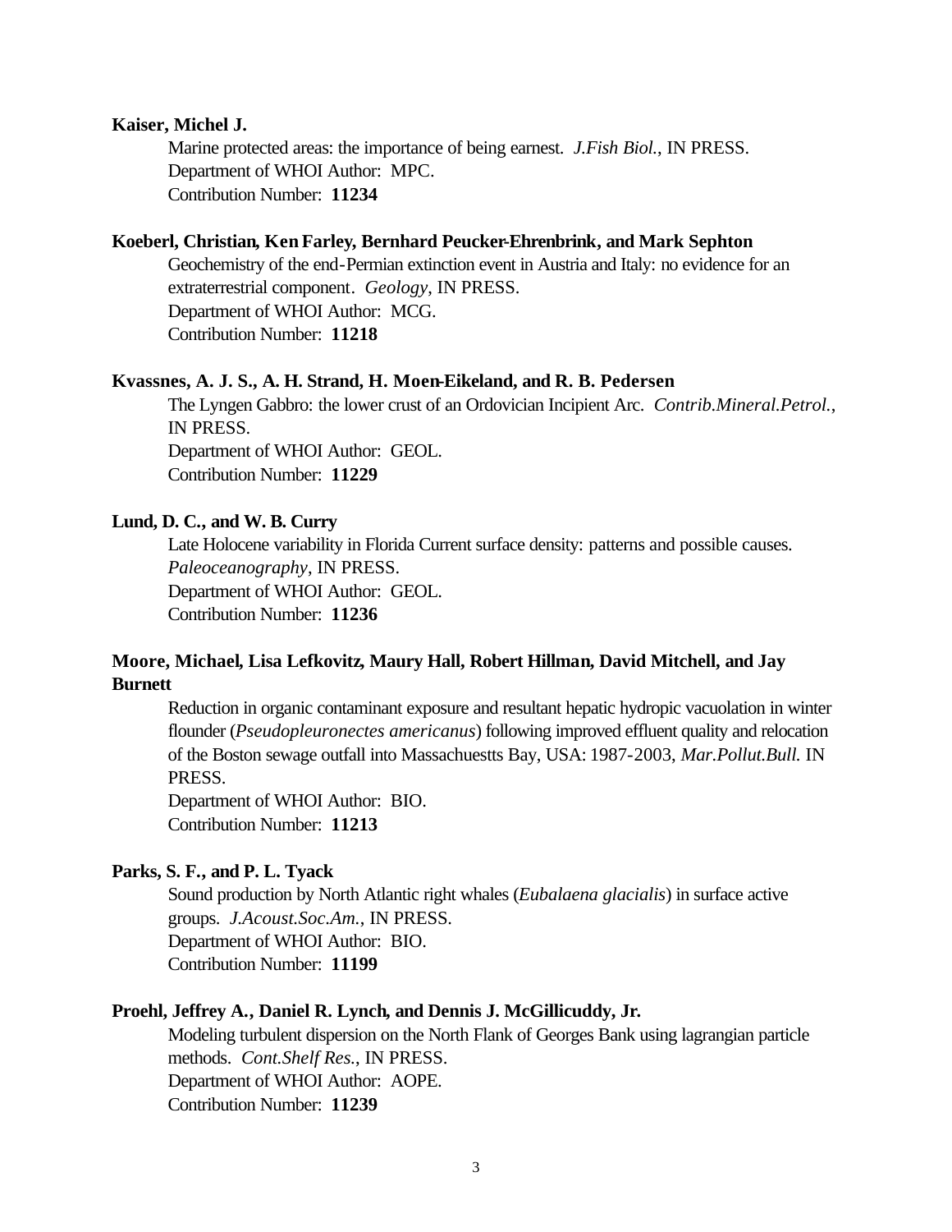**Kaiser, Michel J.**

Marine protected areas: the importance of being earnest. *J.Fish Biol.*, IN PRESS.
Department of WHOI Author: MPC.
Contribution Number: **11234**

**Koeberl, Christian, Ken Farley, Bernhard Peucker-Ehrenbrink, and Mark Sephton**

Geochemistry of the end-Permian extinction event in Austria and Italy: no evidence for an extraterrestrial component. *Geology*, IN PRESS.
Department of WHOI Author: MCG.
Contribution Number: **11218**

**Kvassnes, A. J. S., A. H. Strand, H. Moen-Eikeland, and R. B. Pedersen**

The Lyngen Gabbro: the lower crust of an Ordovician Incipient Arc. *Contrib.Mineral.Petrol.*, IN PRESS.
Department of WHOI Author: GEOL.
Contribution Number: **11229**

**Lund, D. C., and W. B. Curry**

Late Holocene variability in Florida Current surface density: patterns and possible causes. *Paleoceanography*, IN PRESS.
Department of WHOI Author: GEOL.
Contribution Number: **11236**

**Moore, Michael, Lisa Lefkovitz, Maury Hall, Robert Hillman, David Mitchell, and Jay Burnett**

Reduction in organic contaminant exposure and resultant hepatic hydropic vacuolation in winter flounder (*Pseudopleuronectes americanus*) following improved effluent quality and relocation of the Boston sewage outfall into Massachuestts Bay, USA: 1987-2003, *Mar.Pollut.Bull.* IN PRESS.
Department of WHOI Author: BIO.
Contribution Number: **11213**

**Parks, S. F., and P. L. Tyack**

Sound production by North Atlantic right whales (*Eubalaena glacialis*) in surface active groups. *J.Acoust.Soc.Am.*, IN PRESS.
Department of WHOI Author: BIO.
Contribution Number: **11199**

**Proehl, Jeffrey A., Daniel R. Lynch, and Dennis J. McGillicuddy, Jr.**

Modeling turbulent dispersion on the North Flank of Georges Bank using lagrangian particle methods. *Cont.Shelf Res.*, IN PRESS.
Department of WHOI Author: AOPE.
Contribution Number: **11239**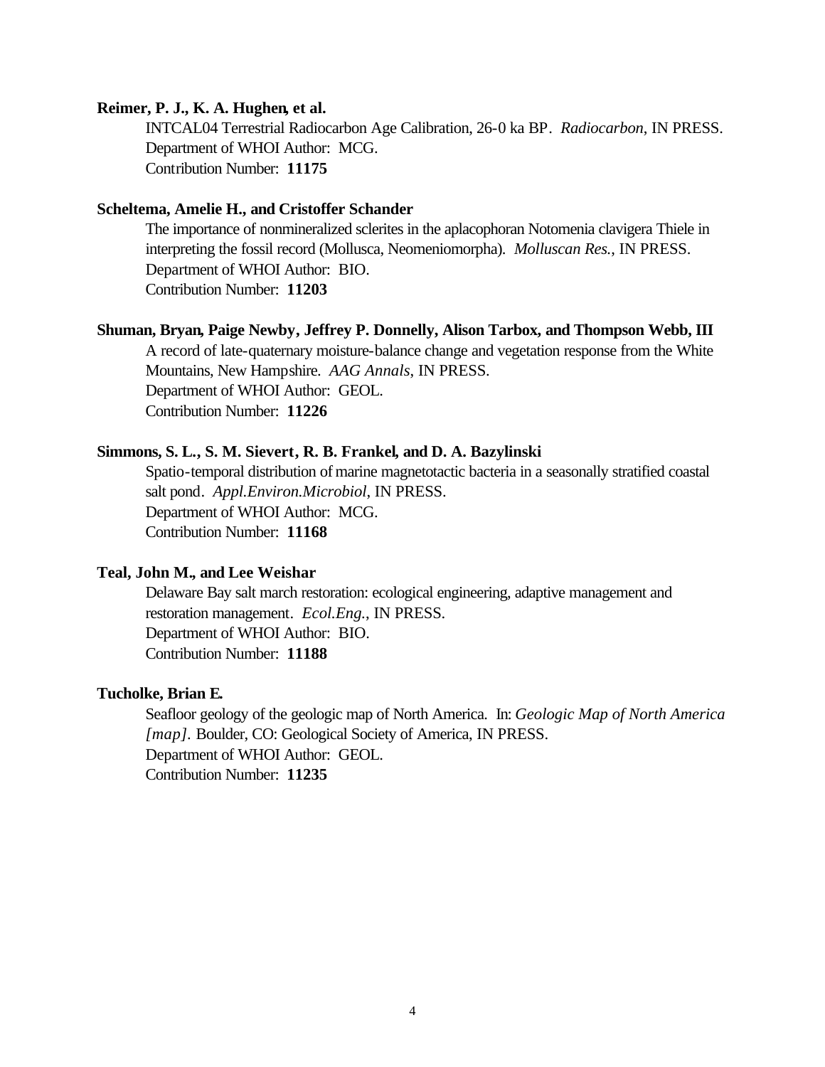**Reimer, P. J., K. A. Hughen, et al.**

INTCAL04 Terrestrial Radiocarbon Age Calibration, 26-0 ka BP. *Radiocarbon*, IN PRESS.
Department of WHOI Author: MCG.
Contribution Number: **11175**

**Scheltema, Amelie H., and Cristoffer Schander**

The importance of nonmineralized sclerites in the aplacophoran Notomenia clavigera Thiele in interpreting the fossil record (Mollusca, Neomeniomorpha). *Molluscan Res.*, IN PRESS.
Department of WHOI Author: BIO.
Contribution Number: **11203**

**Shuman, Bryan, Paige Newby, Jeffrey P. Donnelly, Alison Tarbox, and Thompson Webb, III**

A record of late-quaternary moisture-balance change and vegetation response from the White Mountains, New Hampshire. *AAG Annals*, IN PRESS.
Department of WHOI Author: GEOL.
Contribution Number: **11226**

**Simmons, S. L., S. M. Sievert, R. B. Frankel, and D. A. Bazylinski**

Spatio-temporal distribution of marine magnetotactic bacteria in a seasonally stratified coastal salt pond. *Appl.Environ.Microbiol*, IN PRESS.
Department of WHOI Author: MCG.
Contribution Number: **11168**

**Teal, John M., and Lee Weishar**

Delaware Bay salt march restoration: ecological engineering, adaptive management and restoration management. *Ecol.Eng.*, IN PRESS.
Department of WHOI Author: BIO.
Contribution Number: **11188**

**Tucholke, Brian E.**

Seafloor geology of the geologic map of North America. In: *Geologic Map of North America [map].* Boulder, CO: Geological Society of America, IN PRESS.
Department of WHOI Author: GEOL.
Contribution Number: **11235**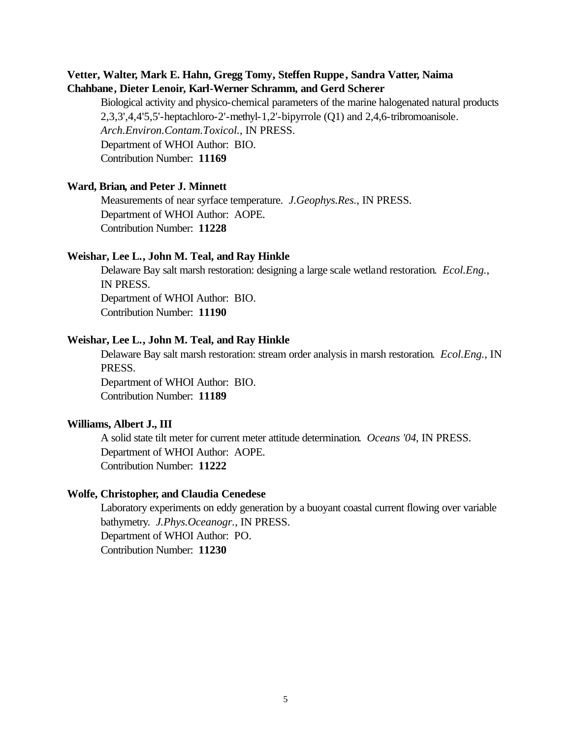**Vetter, Walter, Mark E. Hahn, Gregg Tomy, Steffen Ruppe, Sandra Vatter, Naima Chahbane, Dieter Lenoir, Karl-Werner Schramm, and Gerd Scherer**

Biological activity and physico-chemical parameters of the marine halogenated natural products 2,3,3',4,4'5,5'-heptachloro-2'-methyl-1,2'-bipyrrole (Q1) and 2,4,6-tribromoanisole. *Arch.Environ.Contam.Toxicol.*, IN PRESS.
Department of WHOI Author: BIO.
Contribution Number: **11169**

**Ward, Brian, and Peter J. Minnett**

Measurements of near syrface temperature. *J.Geophys.Res.*, IN PRESS.
Department of WHOI Author: AOPE.
Contribution Number: **11228**

**Weishar, Lee L., John M. Teal, and Ray Hinkle**

Delaware Bay salt marsh restoration: designing a large scale wetland restoration. *Ecol.Eng.*, IN PRESS.
Department of WHOI Author: BIO.
Contribution Number: **11190**

**Weishar, Lee L., John M. Teal, and Ray Hinkle**

Delaware Bay salt marsh restoration: stream order analysis in marsh restoration. *Ecol.Eng.*, IN PRESS.
Department of WHOI Author: BIO.
Contribution Number: **11189**

**Williams, Albert J., III**

A solid state tilt meter for current meter attitude determination. *Oceans '04*, IN PRESS.
Department of WHOI Author: AOPE.
Contribution Number: **11222**

**Wolfe, Christopher, and Claudia Cenedese**

Laboratory experiments on eddy generation by a buoyant coastal current flowing over variable bathymetry. *J.Phys.Oceanogr.*, IN PRESS.
Department of WHOI Author: PO.
Contribution Number: **11230**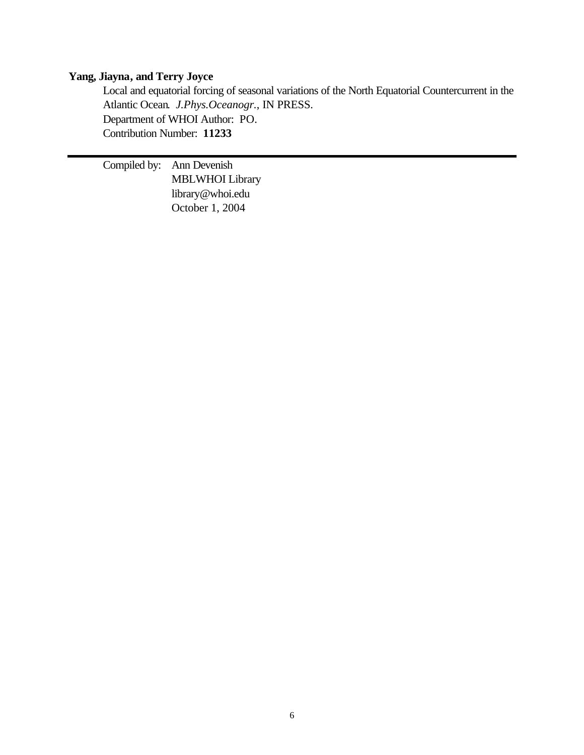**Yang, Jiayna, and Terry Joyce**

Local and equatorial forcing of seasonal variations of the North Equatorial Countercurrent in the Atlantic Ocean. *J.Phys.Oceanogr.*, IN PRESS.
Department of WHOI Author: PO.
Contribution Number: **11233**

---

Compiled by: Ann Devenish
MBLWHOI Library
library@whoi.edu
October 1, 2004